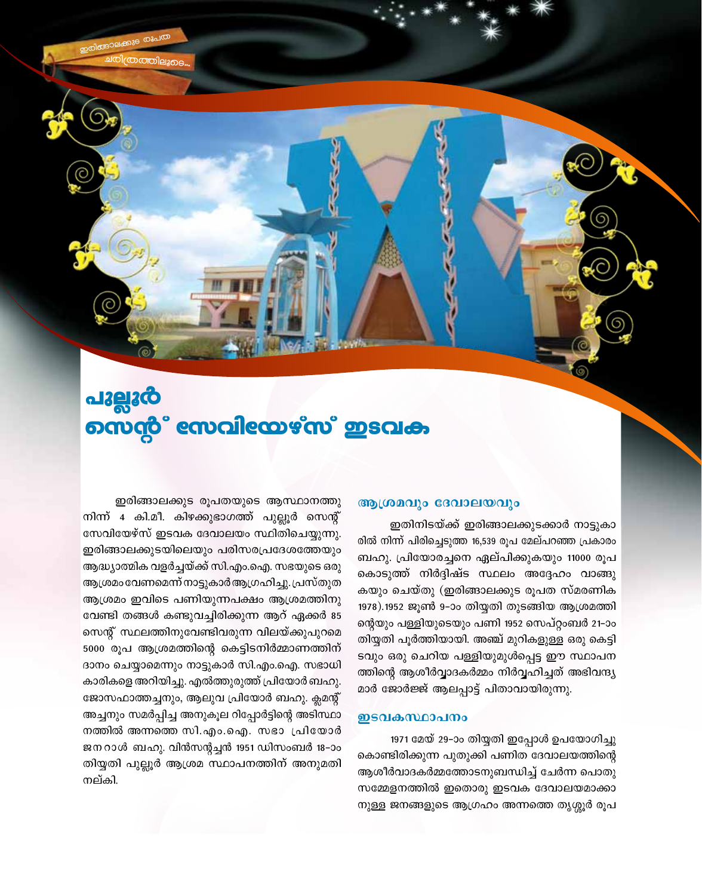# പുല്ലൂർ സെന്റ് സേവിയേഴ്സ് ഇടവക

ഇരിങ്ങാലക്കുട രൂപതയുടെ ആസ്ഥാനത്തു നിന്ന് 4 കി.മീ. കിഴക്കുഭാഗത്ത് പുല്ലൂർ സെന്റ് സേവിയേഴ്സ് ഇടവക ദേവാലയം സ്ഥിതിചെയ്യുന്നു. ഇരിങ്ങാലക്കുടയിലെയും പരിസരപ്രദേശത്തേയും ആദ്ധ്യാത്മിക വളർച്ചയ്ക്ക് സി.എം.ഐ. സഭയുടെ ഒരു ആശ്രമം വേണമെന്ന് നാട്ടുകാർ ആഗ്രഹിച്ചു. പ്രസ്തുത ആശ്രമം ഇവിടെ പണിയുന്നപക്ഷം ആശ്രമത്തിനു വേണ്ടി തങ്ങൾ കണ്ടുവച്ചിരിക്കുന്ന ആറ് ഏക്കർ 85 സെന്റ് സ്ഥലത്തിനുവേണ്ടിവരുന്ന വിലയ്ക്കുപുറമെ 5000 രൂപ ആശ്രമത്തിന്റെ കെട്ടിടനിർമ്മാണത്തിന് ദാനം ചെയ്യാമെന്നും നാട്ടുകാർ സി.എം.ഐ. സഭാധികാരികളെ അറിയിച്ചു. എൽത്തുരുത്ത് പ്രിയോർ ബഹു. ജോസഫാത്തച്ചനും, ആലുവ പ്രിയോർ ബഹു. ക്ലമന്റ് അച്ചനും സമർപ്പിച്ച അനുകൂല റിപ്പോർട്ടിന്റെ അടിസ്ഥാനത്തിൽ അന്നത്തെ സി.എം.ഐ. സഭാ പ്രിയോർ ജനറാൾ ബഹു. വിൻസന്റച്ചൻ 1951 ഡിസംബർ 18-ാം തിയ്യതി പുല്ലൂർ ആശ്രമ സ്ഥാപനത്തിന് അനുമതി നല്കി.

### ആശ്രമവും ദേവാലയവും

ഇതിനിടയ്ക്ക് ഇരിങ്ങാലക്കുടക്കാർ നാട്ടുകാരിൽ നിന്ന് പിരിച്ചെടുത്ത 16,539 രൂപ മേല്പറഞ്ഞ പ്രകാരം ബഹു. പ്രിയോരച്ചനെ ഏല്പിക്കുകയും 11000 രൂപ കൊടുത്ത് നിർദ്ദിഷ്ട സ്ഥലം അദ്ദേഹം വാങ്ങുകയും ചെയ്തു (ഇരിങ്ങാലക്കുട രൂപത സ്മരണിക 1978). 1952 ജൂൺ 9-ാം തിയ്യതി തുടങ്ങിയ ആശ്രമത്തിന്റെയും പള്ളിയുടെയും പണി 1952 സെപ്റ്റംബർ 21-ാം തിയ്യതി പൂർത്തിയായി. അഞ്ച് മുറികളുള്ള ഒരു കെട്ടിടവും ഒരു ചെറിയ പള്ളിയുമുൾപ്പെട്ട ഈ സ്ഥാപനത്തിന്റെ ആശീർവ്വാദകർമ്മം നിർവ്വഹിച്ചത് അഭിവന്ദ്യ മാർ ജോർജ്ജ് ആലപ്പാട്ട് പിതാവായിരുന്നു.

### ഇടവകസ്ഥാപനം

1971 മേയ് 29-ാം തിയ്യതി ഇപ്പോൾ ഉപയോഗിച്ചുകൊണ്ടിരിക്കുന്ന പുതുക്കി പണിത ദേവാലയത്തിന്റെ ആശീർവാദകർമ്മത്തോടനുബന്ധിച്ച് ചേർന്ന പൊതുസമ്മേളനത്തിൽ ഇതൊരു ഇടവക ദേവാലയമാക്കാനുള്ള ജനങ്ങളുടെ ആഗ്രഹം അന്നത്തെ തൃശ്ശൂർ രൂപ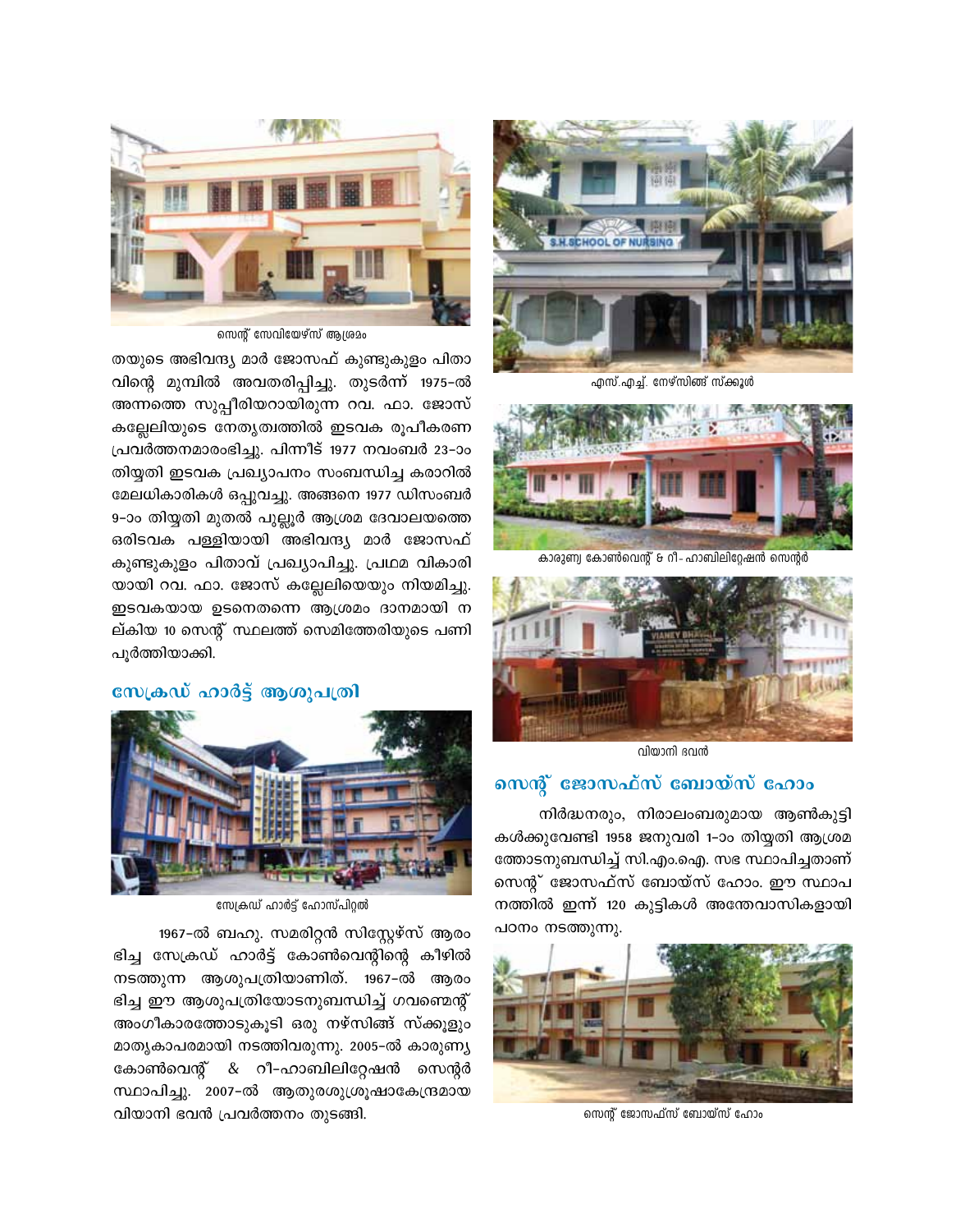സെന്റ് സേവിയേഴ്സ് ആശ്രമം

തയുടെ അഭിവന്ദ്യ മാർ ജോസഫ് കുണ്ടുകുളം പിതാവിന്റെ മുമ്പിൽ അവതരിപ്പിച്ചു. തുടർന്ന് 1975-ൽ അന്നത്തെ സുപ്പീരിയറായിരുന്ന റവ. ഫാ. ജോസ് കല്ലേലിയുടെ നേതൃത്വത്തിൽ ഇടവക രൂപീകരണ പ്രവർത്തനമാരംഭിച്ചു. പിന്നീട് 1977 നവംബർ 23-ാം തിയ്യതി ഇടവക പ്രഖ്യാപനം സംബന്ധിച്ച കരാറിൽ മേലധികാരികൾ ഒപ്പുവച്ചു. അങ്ങനെ 1977 ഡിസംബർ 9-ാം തിയ്യതി മുതൽ പുല്ലൂർ ആശ്രമ ദേവാലയത്തെ ഒരിടവക പള്ളിയായി അഭിവന്ദ്യ മാർ ജോസഫ് കുണ്ടുകുളം പിതാവ് പ്രഖ്യാപിച്ചു. പ്രഥമ വികാരിയായി റവ. ഫാ. ജോസ് കല്ലേലിയെയും നിയമിച്ചു. ഇടവകയായ ഉടനെതന്നെ ആശ്രമം ദാനമായി നല്കിയ 10 സെന്റ് സ്ഥലത്ത് സെമിത്തേരിയുടെ പണി പൂർത്തിയാക്കി.

## സേക്രഡ് ഹാർട്ട് ആശുപത്രി

സേക്രഡ് ഹാർട്ട് ഹോസ്പിറ്റൽ

1967-ൽ ബഹു. സമരിറ്റൻ സിസ്റ്റേഴ്സ് ആരംഭിച്ച സേക്രഡ് ഹാർട്ട് കോൺവെന്റിന്റെ കീഴിൽ നടത്തുന്ന ആശുപത്രിയാണിത്. 1967-ൽ ആരംഭിച്ച ഈ ആശുപത്രിയോടനുബന്ധിച്ച് ഗവണ്മെന്റ് അംഗീകാരത്തോടുകൂടി ഒരു നഴ്സിങ്ങ് സ്ക്കൂളും മാതൃകാപരമായി നടത്തിവരുന്നു. 2005-ൽ കാരുണ്യ കോൺവെന്റ് & റീ-ഹാബിലിറ്റേഷൻ സെന്റർ സ്ഥാപിച്ചു. 2007-ൽ ആതുരശുശ്രൂഷാകേന്ദ്രമായ വിയാനി ഭവൻ പ്രവർത്തനം തുടങ്ങി.

എസ്.എച്ച്. നേഴ്സിങ്ങ് സ്ക്കൂൾ

കാരുണ്യ കോൺവെന്റ് & റീ- ഹാബിലിറ്റേഷൻ സെന്റർ

വിയാനി ഭവൻ

## സെന്റ് ജോസഫ്സ് ബോയ്സ് ഹോം

നിർദ്ധനരും, നിരാലംബരുമായ ആൺകുട്ടികൾക്കുവേണ്ടി 1958 ജനുവരി 1-ാം തിയ്യതി ആശ്രമത്തോടനുബന്ധിച്ച് സി.എം.ഐ. സഭ സ്ഥാപിച്ചതാണ് സെന്റ് ജോസഫ്സ് ബോയ്സ് ഹോം. ഈ സ്ഥാപനത്തിൽ ഇന്ന് 120 കുട്ടികൾ അന്തേവാസികളായി പഠനം നടത്തുന്നു.

സെന്റ് ജോസഫ്സ് ബോയ്സ് ഹോം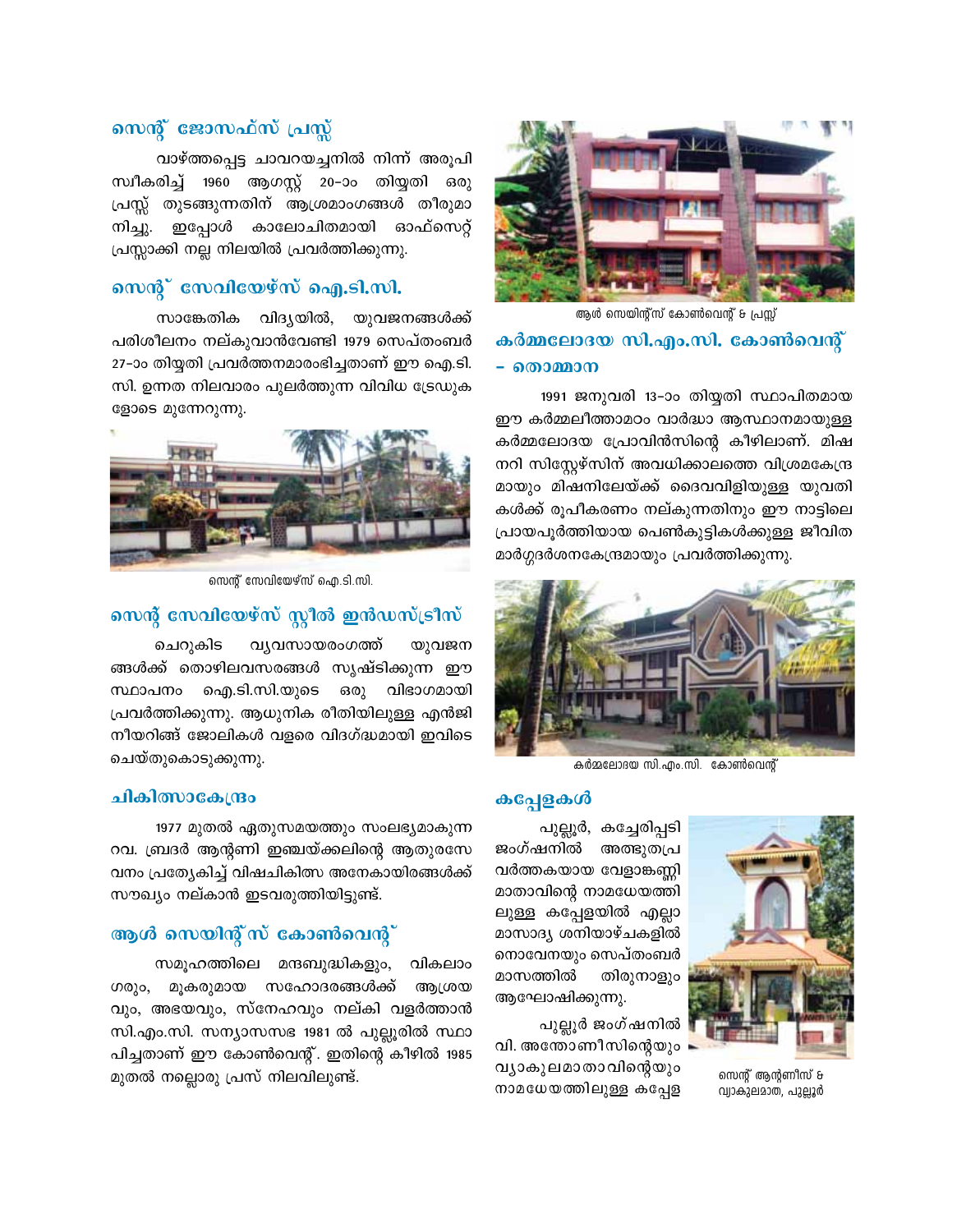## സെന്റ് ജോസഫ്സ് പ്രസ്സ്

വാഴ്ത്തപ്പെട്ട ചാവറയച്ചനിൽ നിന്ന് അരൂപി സ്വീകരിച്ച് 1960 ആഗസ്റ്റ് 20-ാം തിയ്യതി ഒരു പ്രസ്സ് തുടങ്ങുന്നതിന് ആശ്രമാംഗങ്ങൾ തീരുമാനിച്ചു. ഇപ്പോൾ കാലോചിതമായി ഓഫ്സെറ്റ് പ്രസ്സാക്കി നല്ല നിലയിൽ പ്രവർത്തിക്കുന്നു.

## സെന്റ് സേവിയേഴ്സ് ഐ.ടി.സി.

സാങ്കേതിക വിദ്യയിൽ, യുവജനങ്ങൾക്ക് പരിശീലനം നല്കുവാൻവേണ്ടി 1979 സെപ്തംബർ 27-ാം തിയ്യതി പ്രവർത്തനമാരംഭിച്ചതാണ് ഈ ഐ.ടി.സി. ഉന്നത നിലവാരം പുലർത്തുന്ന വിവിധ ട്രേഡുകളോടെ മുന്നേറുന്നു.

സെന്റ് സേവിയേഴ്സ് ഐ.ടി.സി.

## സെന്റ് സേവിയേഴ്സ് സ്റ്റീൽ ഇൻഡസ്ട്രീസ്

ചെറുകിട വ്യവസായരംഗത്ത് യുവജനങ്ങൾക്ക് തൊഴിലവസരങ്ങൾ സൃഷ്ടിക്കുന്ന ഈ സ്ഥാപനം ഐ.ടി.സി.യുടെ ഒരു വിഭാഗമായി പ്രവർത്തിക്കുന്നു. ആധുനിക രീതിയിലുള്ള എൻജിനീയറിങ്ങ് ജോലികൾ വളരെ വിദഗ്ദ്ധമായി ഇവിടെ ചെയ്തുകൊടുക്കുന്നു.

## ചികിത്സാകേന്ദ്രം

1977 മുതൽ ഏതുസമയത്തും സംലഭ്യമാകുന്ന റവ. ബ്രദർ ആന്റണി ഇഞ്ചയ്ക്കലിന്റെ ആതുരസേവനം പ്രത്യേകിച്ച് വിഷചികിത്സ അനേകായിരങ്ങൾക്ക് സൗഖ്യം നല്കാൻ ഇടവരുത്തിയിട്ടുണ്ട്.

## ആൾ സെയിന്റ്സ് കോൺവെന്റ്

സമൂഹത്തിലെ മന്ദബുദ്ധികളും, വികലാംഗരും, മൂകരുമായ സഹോദരങ്ങൾക്ക് ആശ്രയവും, അഭയവും, സ്നേഹവും നല്കി വളർത്താൻ സി.എം.സി. സന്യാസസഭ 1981 ൽ പുല്ലൂരിൽ സ്ഥാപിച്ചതാണ് ഈ കോൺവെന്റ്. ഇതിന്റെ കീഴിൽ 1985 മുതൽ നല്ലൊരു പ്രസ് നിലവിലുണ്ട്.

ആൾ സെയിന്റ്സ് കോൺവെന്റ് & പ്രസ്സ്

## കർമ്മലോദയ സി.എം.സി. കോൺവെന്റ് - തൊമ്മാന

1991 ജനുവരി 13-ാം തിയ്യതി സ്ഥാപിതമായ ഈ കർമ്മലീത്താമഠം വാർദ്ധാ ആസ്ഥാനമായുള്ള കർമ്മലോദയ പ്രോവിൻസിന്റെ കീഴിലാണ്. മിഷനറി സിസ്റ്റേഴ്സിന് അവധിക്കാലത്തെ വിശ്രമകേന്ദ്രമായും മിഷനിലേയ്ക്ക് ദൈവവിളിയുള്ള യുവതികൾക്ക് രൂപീകരണം നല്കുന്നതിനും ഈ നാട്ടിലെ പ്രായപൂർത്തിയായ പെൺകുട്ടികൾക്കുള്ള ജീവിത മാർഗ്ഗദർശനകേന്ദ്രമായും പ്രവർത്തിക്കുന്നു.

കർമ്മലോദയ സി.എം.സി. കോൺവെന്റ്

## കപ്പേളകൾ

പുല്ലൂർ, കച്ചേരിപ്പടി ജംഗ്ഷനിൽ അത്ഭുതപ്രവർത്തകയായ വേളാങ്കണ്ണി മാതാവിന്റെ നാമധേയത്തിലുള്ള കപ്പേളയിൽ എല്ലാ മാസാദ്യ ശനിയാഴ്ചകളിൽ നൊവേനയും സെപ്തംബർ മാസത്തിൽ തിരുനാളും ആഘോഷിക്കുന്നു.

പുല്ലൂർ ജംഗ്ഷനിൽ വി. അന്തോണീസിന്റെയും വ്യാകുലമാതാവിന്റെയും നാമധേയത്തിലുള്ള കപ്പേള

സെന്റ് ആന്റണീസ് & വ്യാകുലമാത, പുല്ലൂർ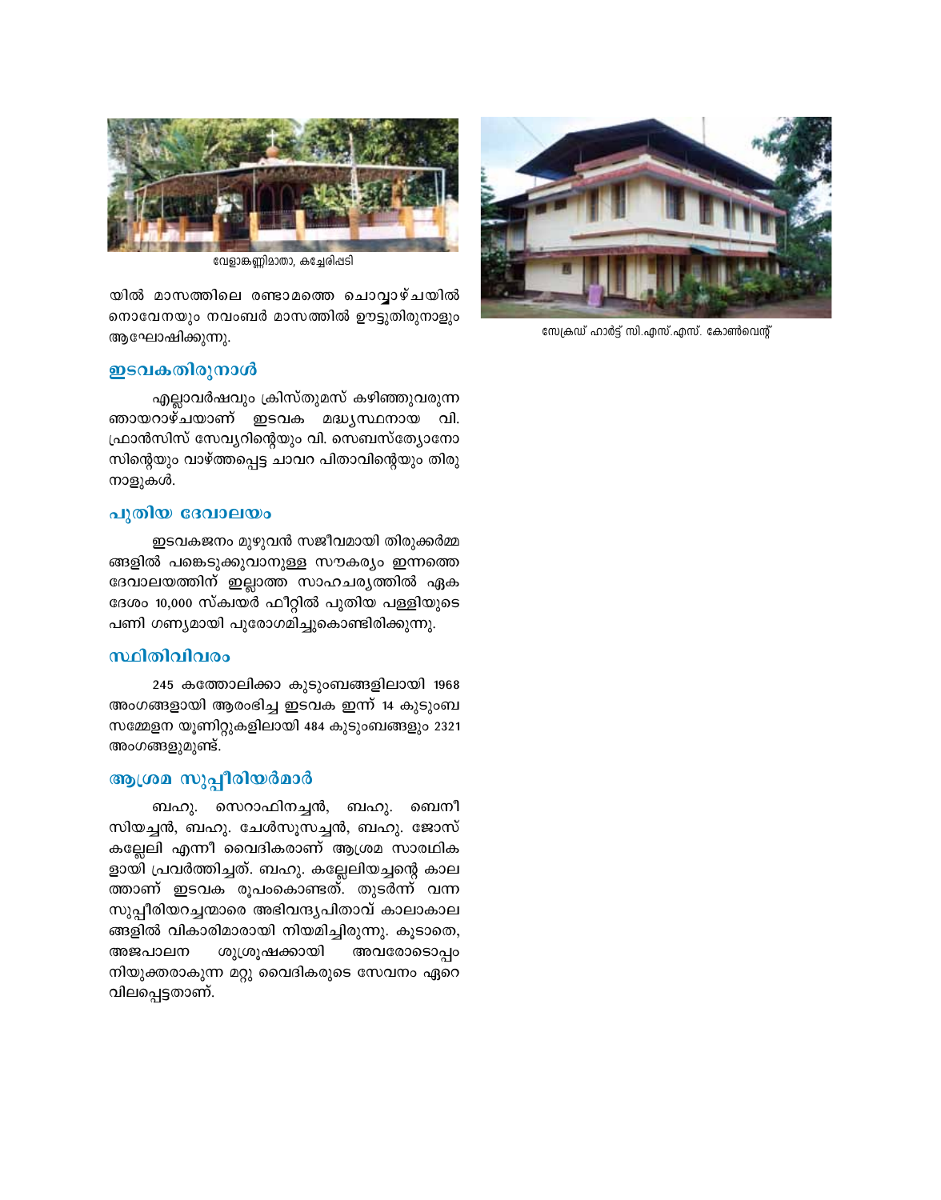വേളാങ്കണ്ണിമാതാ, കച്ചേരിപ്പടി

യിൽ മാസത്തിലെ രണ്ടാമത്തെ ചൊവ്വാഴ്ചയിൽ നൊവേനയും നവംബർ മാസത്തിൽ ഊട്ടുതിരുനാളും ആഘോഷിക്കുന്നു.

## ഇടവകതിരുനാൾ

എല്ലാവർഷവും ക്രിസ്തുമസ് കഴിഞ്ഞുവരുന്ന ഞായറാഴ്ചയാണ് ഇടവക മദ്ധ്യസ്ഥനായ വി. ഫ്രാൻസിസ് സേവ്യറിന്റെയും വി. സെബസ്ത്യോനോസിന്റെയും വാഴ്ത്തപ്പെട്ട ചാവറ പിതാവിന്റെയും തിരുനാളുകൾ.

## പുതിയ ദേവാലയം

ഇടവകജനം മുഴുവൻ സജീവമായി തിരുക്കർമ്മങ്ങളിൽ പങ്കെടുക്കുവാനുള്ള സൗകര്യം ഇന്നത്തെ ദേവാലയത്തിന് ഇല്ലാത്ത സാഹചര്യത്തിൽ ഏകദേശം 10,000 സ്ക്വയർ ഫീറ്റിൽ പുതിയ പള്ളിയുടെ പണി ഗണ്യമായി പുരോഗമിച്ചുകൊണ്ടിരിക്കുന്നു.

## സ്ഥിതിവിവരം

245 കത്തോലിക്കാ കുടുംബങ്ങളിലായി 1968 അംഗങ്ങളായി ആരംഭിച്ച ഇടവക ഇന്ന് 14 കുടുംബ സമ്മേളന യൂണിറ്റുകളിലായി 484 കുടുംബങ്ങളും 2321 അംഗങ്ങളുമുണ്ട്.

## ആശ്രമ സുപ്പീരിയർമാർ

ബഹു. സെറാഫിനച്ചൻ, ബഹു. ബെനീസിയച്ചൻ, ബഹു. ചേൾസൂസച്ചൻ, ബഹു. ജോസ് കല്ലേലി എന്നീ വൈദികരാണ് ആശ്രമ സാരഥികളായി പ്രവർത്തിച്ചത്. ബഹു. കല്ലേലിയച്ചന്റെ കാലത്താണ് ഇടവക രൂപംകൊണ്ടത്. തുടർന്ന് വന്ന സുപ്പീരിയറച്ചന്മാരെ അഭിവന്ദ്യപിതാവ് കാലാകാലങ്ങളിൽ വികാരിമാരായി നിയമിച്ചിരുന്നു. കൂടാതെ, അജപാലന ശുശ്രൂഷക്കായി അവരോടൊപ്പം നിയുക്തരാകുന്ന മറ്റു വൈദികരുടെ സേവനം ഏറെ വിലപ്പെട്ടതാണ്.

സേക്രഡ് ഹാർട്ട് സി.എസ്.എസ്. കോൺവെന്റ്